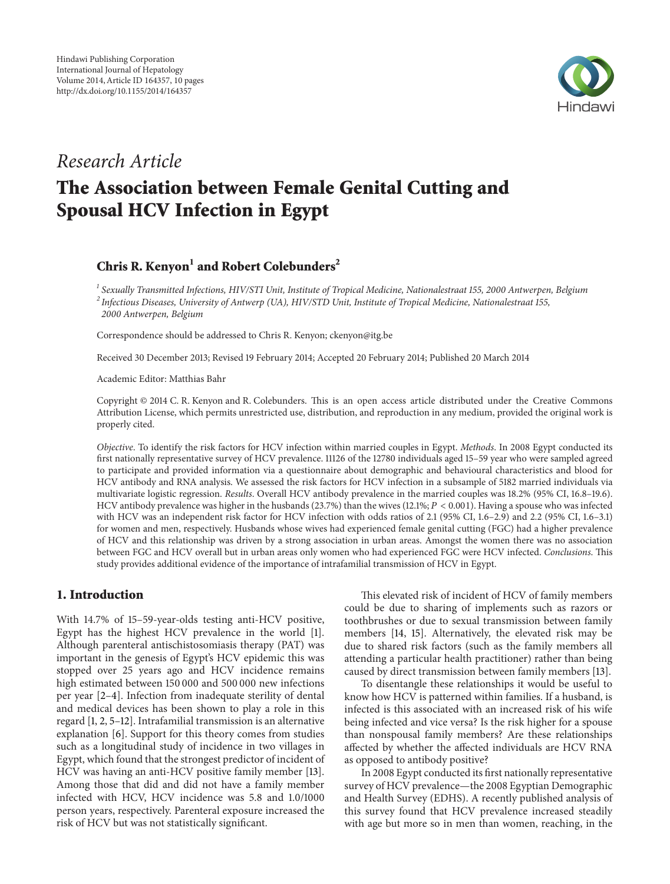*Research Article*

# The Association between Female Genital Cutting and Spousal HCV Infection in Egypt

**Chris R. Kenyon[1] and Robert Colebunders[2]**

[1] *Sexually Transmitted Infections, HIV/STI Unit, Institute of Tropical Medicine, Nationalestraat 155, 2000 Antwerpen, Belgium*
[2] *Infectious Diseases, University of Antwerp (UA), HIV/STD Unit, Institute of Tropical Medicine, Nationalestraat 155, 2000 Antwerpen, Belgium*

Correspondence should be addressed to Chris R. Kenyon; ckenyon@itg.be

Received 30 December 2013; Revised 19 February 2014; Accepted 20 February 2014; Published 20 March 2014

Academic Editor: Matthias Bahr

Copyright © 2014 C. R. Kenyon and R. Colebunders. This is an open access article distributed under the Creative Commons Attribution License, which permits unrestricted use, distribution, and reproduction in any medium, provided the original work is properly cited.

*Objective*. To identify the risk factors for HCV infection within married couples in Egypt. *Methods*. In 2008 Egypt conducted its first nationally representative survey of HCV prevalence. 11126 of the 12780 individuals aged 15–59 year who were sampled agreed to participate and provided information via a questionnaire about demographic and behavioural characteristics and blood for HCV antibody and RNA analysis. We assessed the risk factors for HCV infection in a subsample of 5182 married individuals via multivariate logistic regression. *Results*. Overall HCV antibody prevalence in the married couples was 18.2% (95% CI, 16.8–19.6). HCV antibody prevalence was higher in the husbands (23.7%) than the wives (12.1%; $P < 0.001$). Having a spouse who was infected with HCV was an independent risk factor for HCV infection with odds ratios of 2.1 (95% CI, 1.6–2.9) and 2.2 (95% CI, 1.6–3.1) for women and men, respectively. Husbands whose wives had experienced female genital cutting (FGC) had a higher prevalence of HCV and this relationship was driven by a strong association in urban areas. Amongst the women there was no association between FGC and HCV overall but in urban areas only women who had experienced FGC were HCV infected. *Conclusions*. This study provides additional evidence of the importance of intrafamilial transmission of HCV in Egypt.

## 1. Introduction

With 14.7% of 15–59-year-olds testing anti-HCV positive, Egypt has the highest HCV prevalence in the world [1]. Although parenteral antischistosomiasis therapy (PAT) was important in the genesis of Egypt's HCV epidemic this was stopped over 25 years ago and HCV incidence remains high estimated between 150 000 and 500 000 new infections per year [2–4]. Infection from inadequate sterility of dental and medical devices has been shown to play a role in this regard [1, 2, 5–12]. Intrafamilial transmission is an alternative explanation [6]. Support for this theory comes from studies such as a longitudinal study of incidence in two villages in Egypt, which found that the strongest predictor of incident of HCV was having an anti-HCV positive family member [13]. Among those that did and did not have a family member infected with HCV, HCV incidence was 5.8 and 1.0/1000 person years, respectively. Parenteral exposure increased the risk of HCV but was not statistically significant.

This elevated risk of incident of HCV of family members could be due to sharing of implements such as razors or toothbrushes or due to sexual transmission between family members [14, 15]. Alternatively, the elevated risk may be due to shared risk factors (such as the family members all attending a particular health practitioner) rather than being caused by direct transmission between family members [13].

To disentangle these relationships it would be useful to know how HCV is patterned within families. If a husband, is infected is this associated with an increased risk of his wife being infected and vice versa? Is the risk higher for a spouse than nonspousal family members? Are these relationships affected by whether the affected individuals are HCV RNA as opposed to antibody positive?

In 2008 Egypt conducted its first nationally representative survey of HCV prevalence—the 2008 Egyptian Demographic and Health Survey (EDHS). A recently published analysis of this survey found that HCV prevalence increased steadily with age but more so in men than women, reaching, in the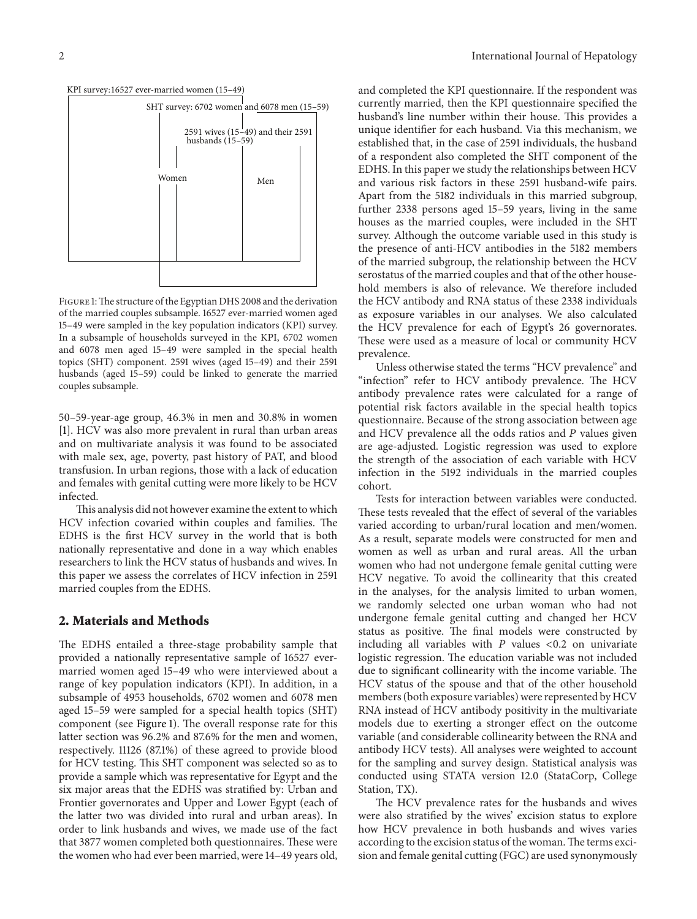KPI survey:16527 ever-married women (15–49)

SHT survey: 6702 women and 6078 men (15–59)

2591 wives (15–49) and their 2591 husbands (15–59)

Women

Men

Figure 1: The structure of the Egyptian DHS 2008 and the derivation of the married couples subsample. 16527 ever-married women aged 15–49 were sampled in the key population indicators (KPI) survey. In a subsample of households surveyed in the KPI, 6702 women and 6078 men aged 15–49 were sampled in the special health topics (SHT) component. 2591 wives (aged 15–49) and their 2591 husbands (aged 15–59) could be linked to generate the married couples subsample.

50–59-year-age group, 46.3% in men and 30.8% in women [1]. HCV was also more prevalent in rural than urban areas and on multivariate analysis it was found to be associated with male sex, age, poverty, past history of PAT, and blood transfusion. In urban regions, those with a lack of education and females with genital cutting were more likely to be HCV infected.

This analysis did not however examine the extent to which HCV infection covaried within couples and families. The EDHS is the first HCV survey in the world that is both nationally representative and done in a way which enables researchers to link the HCV status of husbands and wives. In this paper we assess the correlates of HCV infection in 2591 married couples from the EDHS.

## 2. Materials and Methods

The EDHS entailed a three-stage probability sample that provided a nationally representative sample of 16527 ever-married women aged 15–49 who were interviewed about a range of key population indicators (KPI). In addition, in a subsample of 4953 households, 6702 women and 6078 men aged 15–59 were sampled for a special health topics (SHT) component (see Figure 1). The overall response rate for this latter section was 96.2% and 87.6% for the men and women, respectively. 11126 (87.1%) of these agreed to provide blood for HCV testing. This SHT component was selected so as to provide a sample which was representative for Egypt and the six major areas that the EDHS was stratified by: Urban and Frontier governorates and Upper and Lower Egypt (each of the latter two was divided into rural and urban areas). In order to link husbands and wives, we made use of the fact that 3877 women completed both questionnaires. These were the women who had ever been married, were 14–49 years old, and completed the KPI questionnaire. If the respondent was currently married, then the KPI questionnaire specified the husband's line number within their house. This provides a unique identifier for each husband. Via this mechanism, we established that, in the case of 2591 individuals, the husband of a respondent also completed the SHT component of the EDHS. In this paper we study the relationships between HCV and various risk factors in these 2591 husband-wife pairs. Apart from the 5182 individuals in this married subgroup, further 2338 persons aged 15–59 years, living in the same houses as the married couples, were included in the SHT survey. Although the outcome variable used in this study is the presence of anti-HCV antibodies in the 5182 members of the married subgroup, the relationship between the HCV serostatus of the married couples and that of the other household members is also of relevance. We therefore included the HCV antibody and RNA status of these 2338 individuals as exposure variables in our analyses. We also calculated the HCV prevalence for each of Egypt's 26 governorates. These were used as a measure of local or community HCV prevalence.

Unless otherwise stated the terms "HCV prevalence" and "infection" refer to HCV antibody prevalence. The HCV antibody prevalence rates were calculated for a range of potential risk factors available in the special health topics questionnaire. Because of the strong association between age and HCV prevalence all the odds ratios and $P$ values given are age-adjusted. Logistic regression was used to explore the strength of the association of each variable with HCV infection in the 5192 individuals in the married couples cohort.

Tests for interaction between variables were conducted. These tests revealed that the effect of several of the variables varied according to urban/rural location and men/women. As a result, separate models were constructed for men and women as well as urban and rural areas. All the urban women who had not undergone female genital cutting were HCV negative. To avoid the collinearity that this created in the analyses, for the analysis limited to urban women, we randomly selected one urban woman who had not undergone female genital cutting and changed her HCV status as positive. The final models were constructed by including all variables with $P$ values $<0.2$ on univariate logistic regression. The education variable was not included due to significant collinearity with the income variable. The HCV status of the spouse and that of the other household members (both exposure variables) were represented by HCV RNA instead of HCV antibody positivity in the multivariate models due to exerting a stronger effect on the outcome variable (and considerable collinearity between the RNA and antibody HCV tests). All analyses were weighted to account for the sampling and survey design. Statistical analysis was conducted using STATA version 12.0 (StataCorp, College Station, TX).

The HCV prevalence rates for the husbands and wives were also stratified by the wives' excision status to explore how HCV prevalence in both husbands and wives varies according to the excision status of the woman. The terms excision and female genital cutting (FGC) are used synonymously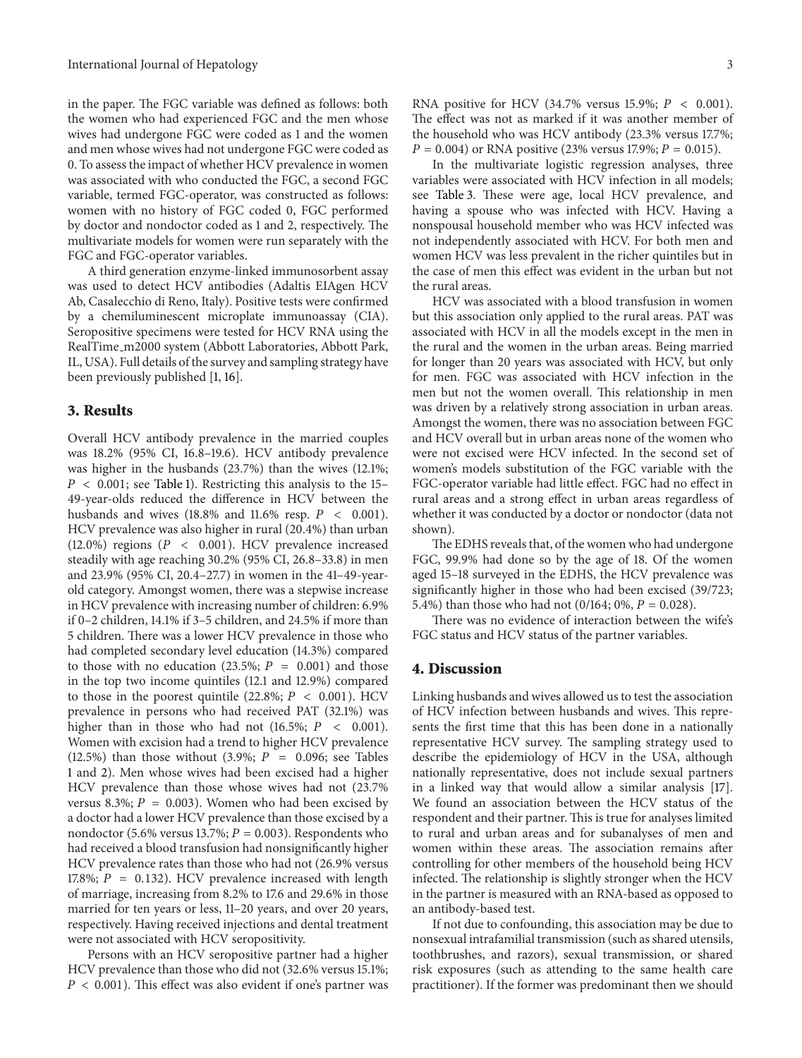in the paper. The FGC variable was defined as follows: both the women who had experienced FGC and the men whose wives had undergone FGC were coded as 1 and the women and men whose wives had not undergone FGC were coded as 0. To assess the impact of whether HCV prevalence in women was associated with who conducted the FGC, a second FGC variable, termed FGC-operator, was constructed as follows: women with no history of FGC coded 0, FGC performed by doctor and nondoctor coded as 1 and 2, respectively. The multivariate models for women were run separately with the FGC and FGC-operator variables.

A third generation enzyme-linked immunosorbent assay was used to detect HCV antibodies (Adaltis EIAgen HCV Ab, Casalecchio di Reno, Italy). Positive tests were confirmed by a chemiluminescent microplate immunoassay (CIA). Seropositive specimens were tested for HCV RNA using the RealTime_m2000 system (Abbott Laboratories, Abbott Park, IL, USA). Full details of the survey and sampling strategy have been previously published [1, 16].

## 3. Results

Overall HCV antibody prevalence in the married couples was 18.2% (95% CI, 16.8–19.6). HCV antibody prevalence was higher in the husbands (23.7%) than the wives (12.1%; $P < 0.001$; see Table 1). Restricting this analysis to the 15–49-year-olds reduced the difference in HCV between the husbands and wives (18.8% and 11.6% resp. $P < 0.001$). HCV prevalence was also higher in rural (20.4%) than urban (12.0%) regions ($P < 0.001$). HCV prevalence increased steadily with age reaching 30.2% (95% CI, 26.8–33.8) in men and 23.9% (95% CI, 20.4–27.7) in women in the 41–49-year-old category. Amongst women, there was a stepwise increase in HCV prevalence with increasing number of children: 6.9% if 0–2 children, 14.1% if 3–5 children, and 24.5% if more than 5 children. There was a lower HCV prevalence in those who had completed secondary level education (14.3%) compared to those with no education (23.5%; $P = 0.001$) and those in the top two income quintiles (12.1 and 12.9%) compared to those in the poorest quintile (22.8%; $P < 0.001$). HCV prevalence in persons who had received PAT (32.1%) was higher than in those who had not (16.5%; $P < 0.001$). Women with excision had a trend to higher HCV prevalence (12.5%) than those without (3.9%; $P = 0.096$; see Tables 1 and 2). Men whose wives had been excised had a higher HCV prevalence than those whose wives had not (23.7% versus 8.3%; $P = 0.003$). Women who had been excised by a doctor had a lower HCV prevalence than those excised by a nondoctor (5.6% versus 13.7%; $P = 0.003$). Respondents who had received a blood transfusion had nonsignificantly higher HCV prevalence rates than those who had not (26.9% versus 17.8%; $P = 0.132$). HCV prevalence increased with length of marriage, increasing from 8.2% to 17.6 and 29.6% in those married for ten years or less, 11–20 years, and over 20 years, respectively. Having received injections and dental treatment were not associated with HCV seropositivity.

Persons with an HCV seropositive partner had a higher HCV prevalence than those who did not (32.6% versus 15.1%; $P < 0.001$). This effect was also evident if one's partner was RNA positive for HCV (34.7% versus 15.9%; $P < 0.001$). The effect was not as marked if it was another member of the household who was HCV antibody (23.3% versus 17.7%; $P = 0.004$) or RNA positive (23% versus 17.9%; $P = 0.015$).

In the multivariate logistic regression analyses, three variables were associated with HCV infection in all models; see Table 3. These were age, local HCV prevalence, and having a spouse who was infected with HCV. Having a nonspousal household member who was HCV infected was not independently associated with HCV. For both men and women HCV was less prevalent in the richer quintiles but in the case of men this effect was evident in the urban but not the rural areas.

HCV was associated with a blood transfusion in women but this association only applied to the rural areas. PAT was associated with HCV in all the models except in the men in the rural and the women in the urban areas. Being married for longer than 20 years was associated with HCV, but only for men. FGC was associated with HCV infection in the men but not the women overall. This relationship in men was driven by a relatively strong association in urban areas. Amongst the women, there was no association between FGC and HCV overall but in urban areas none of the women who were not excised were HCV infected. In the second set of women's models substitution of the FGC variable with the FGC-operator variable had little effect. FGC had no effect in rural areas and a strong effect in urban areas regardless of whether it was conducted by a doctor or nondoctor (data not shown).

The EDHS reveals that, of the women who had undergone FGC, 99.9% had done so by the age of 18. Of the women aged 15–18 surveyed in the EDHS, the HCV prevalence was significantly higher in those who had been excised (39/723; 5.4%) than those who had not (0/164; 0%, $P = 0.028$).

There was no evidence of interaction between the wife's FGC status and HCV status of the partner variables.

## 4. Discussion

Linking husbands and wives allowed us to test the association of HCV infection between husbands and wives. This represents the first time that this has been done in a nationally representative HCV survey. The sampling strategy used to describe the epidemiology of HCV in the USA, although nationally representative, does not include sexual partners in a linked way that would allow a similar analysis [17]. We found an association between the HCV status of the respondent and their partner. This is true for analyses limited to rural and urban areas and for subanalyses of men and women within these areas. The association remains after controlling for other members of the household being HCV infected. The relationship is slightly stronger when the HCV in the partner is measured with an RNA-based as opposed to an antibody-based test.

If not due to confounding, this association may be due to nonsexual intrafamilial transmission (such as shared utensils, toothbrushes, and razors), sexual transmission, or shared risk exposures (such as attending to the same health care practitioner). If the former was predominant then we should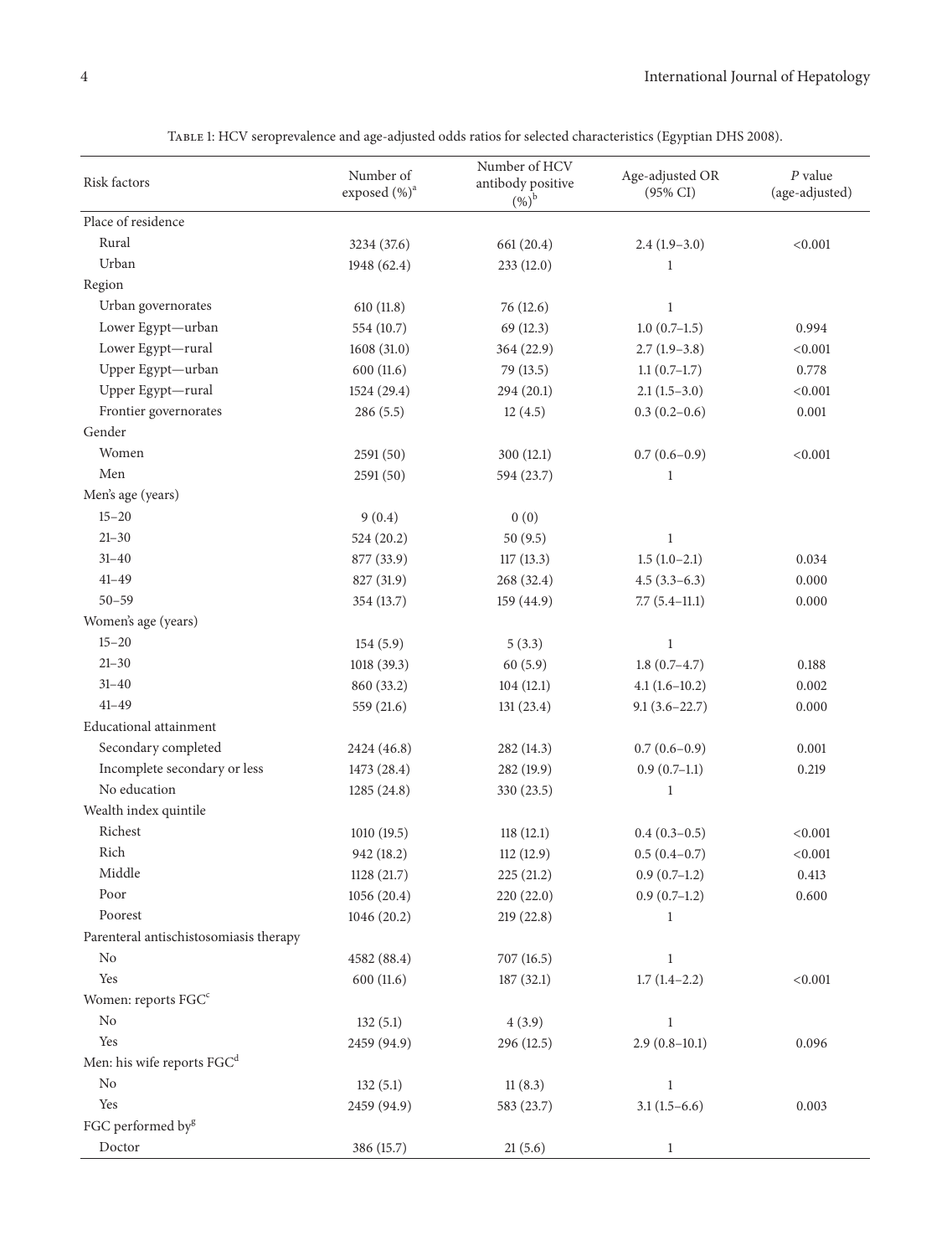Table 1: HCV seroprevalence and age-adjusted odds ratios for selected characteristics (Egyptian DHS 2008).

| Risk factors | Number of exposed (%)[a] | Number of HCV antibody positive (%)[b] | Age-adjusted OR (95% CI) | $P$ value (age-adjusted) |
|---|---|---|---|---|
| Place of residence | | | | |
| Rural | 3234 (37.6) | 661 (20.4) | 2.4 (1.9–3.0) | <0.001 |
| Urban | 1948 (62.4) | 233 (12.0) | 1 | |
| Region | | | | |
| Urban governorates | 610 (11.8) | 76 (12.6) | 1 | |
| Lower Egypt—urban | 554 (10.7) | 69 (12.3) | 1.0 (0.7–1.5) | 0.994 |
| Lower Egypt—rural | 1608 (31.0) | 364 (22.9) | 2.7 (1.9–3.8) | <0.001 |
| Upper Egypt—urban | 600 (11.6) | 79 (13.5) | 1.1 (0.7–1.7) | 0.778 |
| Upper Egypt—rural | 1524 (29.4) | 294 (20.1) | 2.1 (1.5–3.0) | <0.001 |
| Frontier governorates | 286 (5.5) | 12 (4.5) | 0.3 (0.2–0.6) | 0.001 |
| Gender | | | | |
| Women | 2591 (50) | 300 (12.1) | 0.7 (0.6–0.9) | <0.001 |
| Men | 2591 (50) | 594 (23.7) | 1 | |
| Men's age (years) | | | | |
| 15–20 | 9 (0.4) | 0 (0) | | |
| 21–30 | 524 (20.2) | 50 (9.5) | 1 | |
| 31–40 | 877 (33.9) | 117 (13.3) | 1.5 (1.0–2.1) | 0.034 |
| 41–49 | 827 (31.9) | 268 (32.4) | 4.5 (3.3–6.3) | 0.000 |
| 50–59 | 354 (13.7) | 159 (44.9) | 7.7 (5.4–11.1) | 0.000 |
| Women's age (years) | | | | |
| 15–20 | 154 (5.9) | 5 (3.3) | 1 | |
| 21–30 | 1018 (39.3) | 60 (5.9) | 1.8 (0.7–4.7) | 0.188 |
| 31–40 | 860 (33.2) | 104 (12.1) | 4.1 (1.6–10.2) | 0.002 |
| 41–49 | 559 (21.6) | 131 (23.4) | 9.1 (3.6–22.7) | 0.000 |
| Educational attainment | | | | |
| Secondary completed | 2424 (46.8) | 282 (14.3) | 0.7 (0.6–0.9) | 0.001 |
| Incomplete secondary or less | 1473 (28.4) | 282 (19.9) | 0.9 (0.7–1.1) | 0.219 |
| No education | 1285 (24.8) | 330 (23.5) | 1 | |
| Wealth index quintile | | | | |
| Richest | 1010 (19.5) | 118 (12.1) | 0.4 (0.3–0.5) | <0.001 |
| Rich | 942 (18.2) | 112 (12.9) | 0.5 (0.4–0.7) | <0.001 |
| Middle | 1128 (21.7) | 225 (21.2) | 0.9 (0.7–1.2) | 0.413 |
| Poor | 1056 (20.4) | 220 (22.0) | 0.9 (0.7–1.2) | 0.600 |
| Poorest | 1046 (20.2) | 219 (22.8) | 1 | |
| Parenteral antischistosomiasis therapy | | | | |
| No | 4582 (88.4) | 707 (16.5) | 1 | |
| Yes | 600 (11.6) | 187 (32.1) | 1.7 (1.4–2.2) | <0.001 |
| Women: reports FGC[c] | | | | |
| No | 132 (5.1) | 4 (3.9) | 1 | |
| Yes | 2459 (94.9) | 296 (12.5) | 2.9 (0.8–10.1) | 0.096 |
| Men: his wife reports FGC[d] | | | | |
| No | 132 (5.1) | 11 (8.3) | 1 | |
| Yes | 2459 (94.9) | 583 (23.7) | 3.1 (1.5–6.6) | 0.003 |
| FGC performed by[g] | | | | |
| Doctor | 386 (15.7) | 21 (5.6) | 1 | |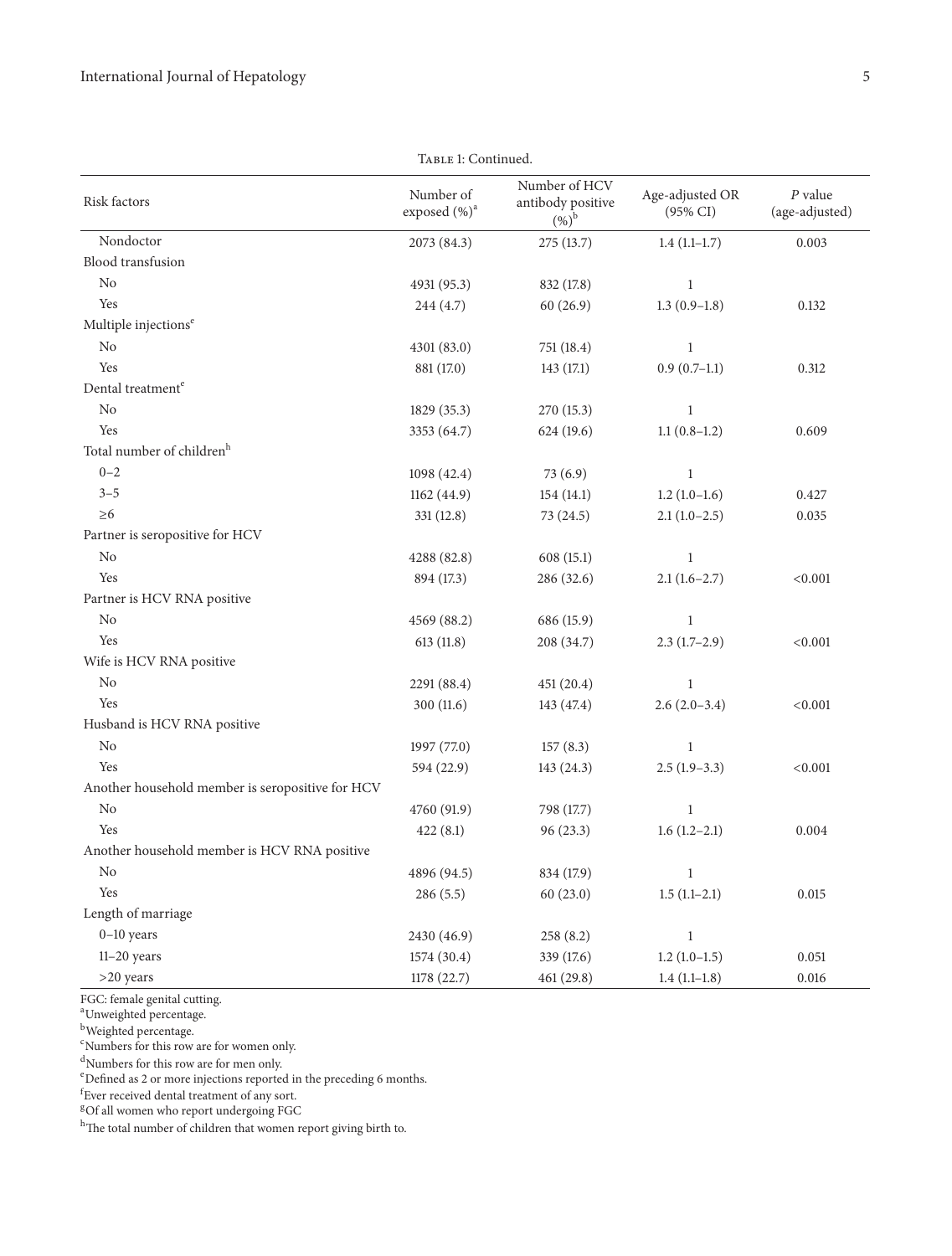Table 1: Continued.

| Risk factors | Number of exposed (%)[a] | Number of HCV antibody positive (%)[b] | Age-adjusted OR (95% CI) | $P$ value (age-adjusted) |
|---|---|---|---|---|
| Nondoctor | 2073 (84.3) | 275 (13.7) | 1.4 (1.1–1.7) | 0.003 |
| Blood transfusion | | | | |
| No | 4931 (95.3) | 832 (17.8) | 1 | |
| Yes | 244 (4.7) | 60 (26.9) | 1.3 (0.9–1.8) | 0.132 |
| Multiple injections[e] | | | | |
| No | 4301 (83.0) | 751 (18.4) | 1 | |
| Yes | 881 (17.0) | 143 (17.1) | 0.9 (0.7–1.1) | 0.312 |
| Dental treatment[e] | | | | |
| No | 1829 (35.3) | 270 (15.3) | 1 | |
| Yes | 3353 (64.7) | 624 (19.6) | 1.1 (0.8–1.2) | 0.609 |
| Total number of children[h] | | | | |
| 0–2 | 1098 (42.4) | 73 (6.9) | 1 | |
| 3–5 | 1162 (44.9) | 154 (14.1) | 1.2 (1.0–1.6) | 0.427 |
| ≥6 | 331 (12.8) | 73 (24.5) | 2.1 (1.0–2.5) | 0.035 |
| Partner is seropositive for HCV | | | | |
| No | 4288 (82.8) | 608 (15.1) | 1 | |
| Yes | 894 (17.3) | 286 (32.6) | 2.1 (1.6–2.7) | <0.001 |
| Partner is HCV RNA positive | | | | |
| No | 4569 (88.2) | 686 (15.9) | 1 | |
| Yes | 613 (11.8) | 208 (34.7) | 2.3 (1.7–2.9) | <0.001 |
| Wife is HCV RNA positive | | | | |
| No | 2291 (88.4) | 451 (20.4) | 1 | |
| Yes | 300 (11.6) | 143 (47.4) | 2.6 (2.0–3.4) | <0.001 |
| Husband is HCV RNA positive | | | | |
| No | 1997 (77.0) | 157 (8.3) | 1 | |
| Yes | 594 (22.9) | 143 (24.3) | 2.5 (1.9–3.3) | <0.001 |
| Another household member is seropositive for HCV | | | | |
| No | 4760 (91.9) | 798 (17.7) | 1 | |
| Yes | 422 (8.1) | 96 (23.3) | 1.6 (1.2–2.1) | 0.004 |
| Another household member is HCV RNA positive | | | | |
| No | 4896 (94.5) | 834 (17.9) | 1 | |
| Yes | 286 (5.5) | 60 (23.0) | 1.5 (1.1–2.1) | 0.015 |
| Length of marriage | | | | |
| 0–10 years | 2430 (46.9) | 258 (8.2) | 1 | |
| 11–20 years | 1574 (30.4) | 339 (17.6) | 1.2 (1.0–1.5) | 0.051 |
| >20 years | 1178 (22.7) | 461 (29.8) | 1.4 (1.1–1.8) | 0.016 |

FGC: female genital cutting.
[a]Unweighted percentage.
[b]Weighted percentage.
[c]Numbers for this row are for women only.
[d]Numbers for this row are for men only.
[e]Defined as 2 or more injections reported in the preceding 6 months.
[f]Ever received dental treatment of any sort.
[g]Of all women who report undergoing FGC
[h]The total number of children that women report giving birth to.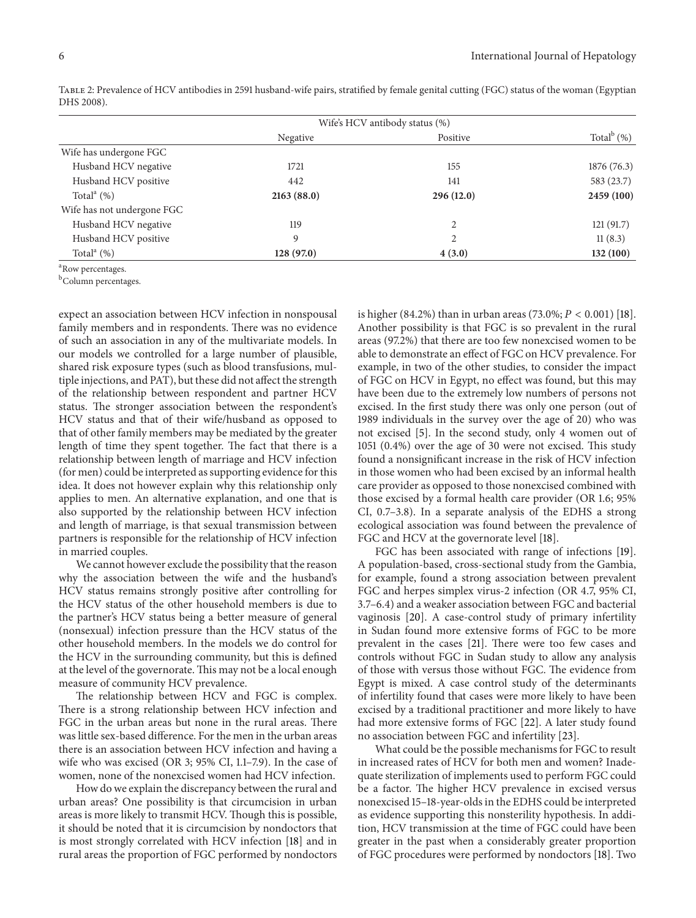Table 2: Prevalence of HCV antibodies in 2591 husband-wife pairs, stratified by female genital cutting (FGC) status of the woman (Egyptian DHS 2008).

| | Wife's HCV antibody status (%) | | |
|---|---|---|---|
| | Negative | Positive | Total[b] (%) |
| Wife has undergone FGC | | | |
| Husband HCV negative | 1721 | 155 | 1876 (76.3) |
| Husband HCV positive | 442 | 141 | 583 (23.7) |
| Total[a] (%) | **2163 (88.0)** | **296 (12.0)** | **2459 (100)** |
| Wife has not undergone FGC | | | |
| Husband HCV negative | 119 | 2 | 121 (91.7) |
| Husband HCV positive | 9 | 2 | 11 (8.3) |
| Total[a] (%) | **128 (97.0)** | **4 (3.0)** | **132 (100)** |

[a]Row percentages.
[b]Column percentages.

expect an association between HCV infection in nonspousal family members and in respondents. There was no evidence of such an association in any of the multivariate models. In our models we controlled for a large number of plausible, shared risk exposure types (such as blood transfusions, multiple injections, and PAT), but these did not affect the strength of the relationship between respondent and partner HCV status. The stronger association between the respondent's HCV status and that of their wife/husband as opposed to that of other family members may be mediated by the greater length of time they spent together. The fact that there is a relationship between length of marriage and HCV infection (for men) could be interpreted as supporting evidence for this idea. It does not however explain why this relationship only applies to men. An alternative explanation, and one that is also supported by the relationship between HCV infection and length of marriage, is that sexual transmission between partners is responsible for the relationship of HCV infection in married couples.

We cannot however exclude the possibility that the reason why the association between the wife and the husband's HCV status remains strongly positive after controlling for the HCV status of the other household members is due to the partner's HCV status being a better measure of general (nonsexual) infection pressure than the HCV status of the other household members. In the models we do control for the HCV in the surrounding community, but this is defined at the level of the governorate. This may not be a local enough measure of community HCV prevalence.

The relationship between HCV and FGC is complex. There is a strong relationship between HCV infection and FGC in the urban areas but none in the rural areas. There was little sex-based difference. For the men in the urban areas there is an association between HCV infection and having a wife who was excised (OR 3; 95% CI, 1.1–7.9). In the case of women, none of the nonexcised women had HCV infection.

How do we explain the discrepancy between the rural and urban areas? One possibility is that circumcision in urban areas is more likely to transmit HCV. Though this is possible, it should be noted that it is circumcision by nondoctors that is most strongly correlated with HCV infection [18] and in rural areas the proportion of FGC performed by nondoctors is higher (84.2%) than in urban areas (73.0%; $P < 0.001$) [18]. Another possibility is that FGC is so prevalent in the rural areas (97.2%) that there are too few nonexcised women to be able to demonstrate an effect of FGC on HCV prevalence. For example, in two of the other studies, to consider the impact of FGC on HCV in Egypt, no effect was found, but this may have been due to the extremely low numbers of persons not excised. In the first study there was only one person (out of 1989 individuals in the survey over the age of 20) who was not excised [5]. In the second study, only 4 women out of 1051 (0.4%) over the age of 30 were not excised. This study found a nonsignificant increase in the risk of HCV infection in those women who had been excised by an informal health care provider as opposed to those nonexcised combined with those excised by a formal health care provider (OR 1.6; 95% CI, 0.7–3.8). In a separate analysis of the EDHS a strong ecological association was found between the prevalence of FGC and HCV at the governorate level [18].

FGC has been associated with range of infections [19]. A population-based, cross-sectional study from the Gambia, for example, found a strong association between prevalent FGC and herpes simplex virus-2 infection (OR 4.7, 95% CI, 3.7–6.4) and a weaker association between FGC and bacterial vaginosis [20]. A case-control study of primary infertility in Sudan found more extensive forms of FGC to be more prevalent in the cases [21]. There were too few cases and controls without FGC in Sudan study to allow any analysis of those with versus those without FGC. The evidence from Egypt is mixed. A case control study of the determinants of infertility found that cases were more likely to have been excised by a traditional practitioner and more likely to have had more extensive forms of FGC [22]. A later study found no association between FGC and infertility [23].

What could be the possible mechanisms for FGC to result in increased rates of HCV for both men and women? Inadequate sterilization of implements used to perform FGC could be a factor. The higher HCV prevalence in excised versus nonexcised 15–18-year-olds in the EDHS could be interpreted as evidence supporting this nonsterility hypothesis. In addition, HCV transmission at the time of FGC could have been greater in the past when a considerably greater proportion of FGC procedures were performed by nondoctors [18]. Two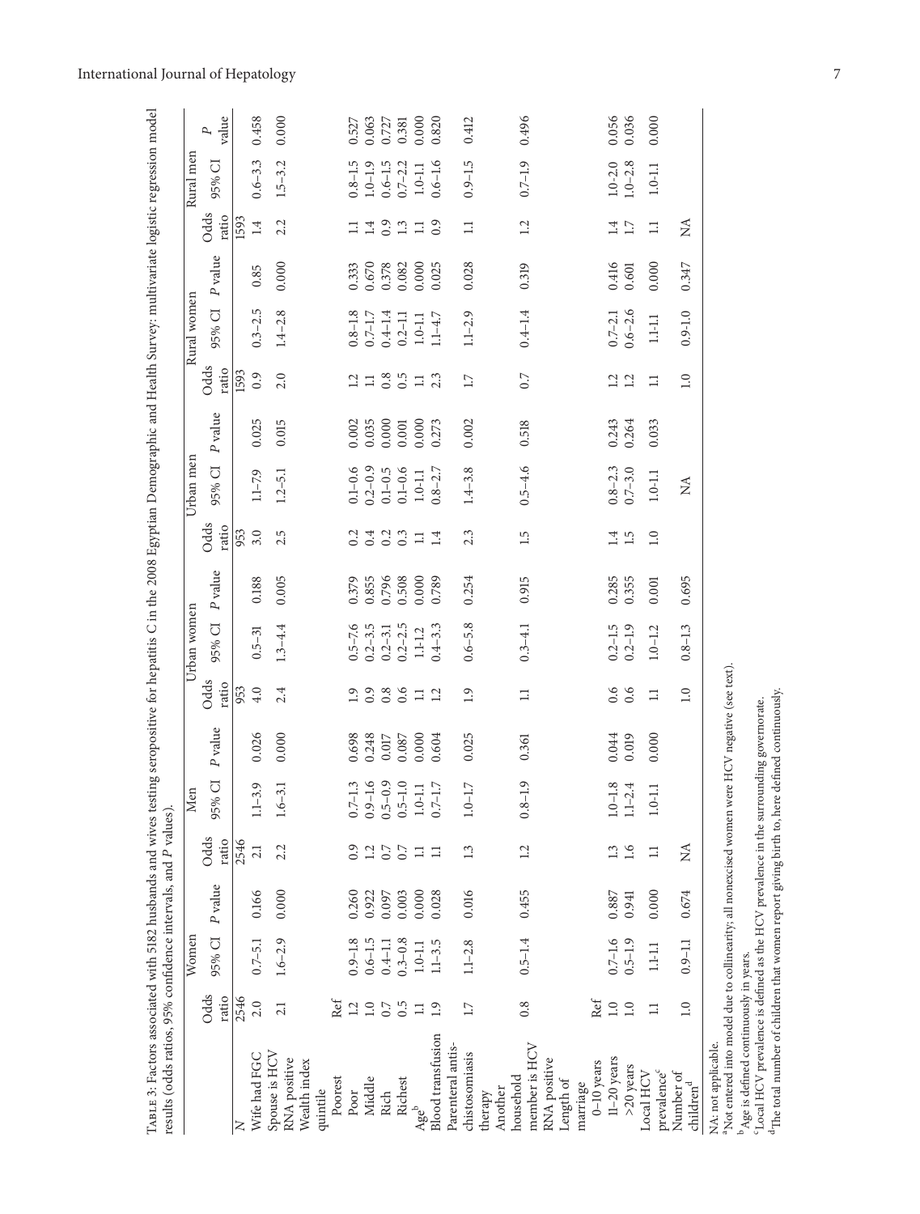TABLE 3: Factors associated with 5182 husbands and wives testing seropositive for hepatitis C in the 2008 Egyptian Demographic and Health Survey: multivariate logistic regression model results (odds ratios, 95% confidence intervals, and $P$ values).

| | Women | | | Men | | | Urban women | | | Urban men | | | Rural women | | | Rural men | | |
|---|---|---|---|---|---|---|---|---|---|---|---|---|---|---|---|---|---|---|
| | Odds ratio | 95% CI | $P$ value | Odds ratio | 95% CI | $P$ value | Odds ratio | 95% CI | $P$ value | Odds ratio | 95% CI | $P$ value | Odds ratio | 95% CI | $P$ value | Odds ratio | 95% CI | $P$ value |
| $N$ | 2546 | | | 2546 | | | 953 | | | 953 | | | 1593 | | | 1593 | | |
| Wife had FGC | 2.0 | 0.7–5.1 | 0.166 | 2.1 | 1.1–3.9 | 0.026 | 4.0 | 0.5–31 | 0.188 | 3.0 | 1.1–7.9 | 0.025 | 0.9 | 0.3–2.5 | 0.85 | 1.4 | 0.6–3.3 | 0.458 |
| Spouse is HCV RNA positive | 2.1 | 1.6–2.9 | 0.000 | 2.2 | 1.6–3.1 | 0.000 | 2.4 | 1.3–4.4 | 0.005 | 2.5 | 1.2–5.1 | 0.015 | 2.0 | 1.4–2.8 | 0.000 | 2.2 | 1.5–3.2 | 0.000 |
| Wealth index quintile | | | | | | | | | | | | | | | | | | |
| Poorest | Ref | | | | | | | | | | | | | | | | | |
| Poor | 1.2 | 0.9–1.8 | 0.260 | 0.9 | 0.7–1.3 | 0.698 | 1.9 | 0.5–7.6 | 0.379 | 0.2 | 0.1–0.6 | 0.002 | 1.2 | 0.8–1.8 | 0.333 | 1.1 | 0.8–1.5 | 0.527 |
| Middle | 1.0 | 0.6–1.5 | 0.922 | 1.2 | 0.9–1.6 | 0.248 | 0.9 | 0.2–3.5 | 0.855 | 0.4 | 0.2–0.9 | 0.035 | 1.1 | 0.7–1.7 | 0.670 | 1.4 | 1.0–1.9 | 0.063 |
| Rich | 0.7 | 0.4–1.1 | 0.097 | 0.7 | 0.5–0.9 | 0.017 | 0.8 | 0.2–3.1 | 0.796 | 0.2 | 0.1–0.5 | 0.000 | 0.8 | 0.4–1.4 | 0.378 | 0.9 | 0.6–1.5 | 0.727 |
| Richest | 0.5 | 0.3–0.8 | 0.003 | 0.7 | 0.5–1.0 | 0.087 | 0.6 | 0.2–2.5 | 0.508 | 0.3 | 0.1–0.6 | 0.001 | 0.5 | 0.2–1.1 | 0.082 | 1.3 | 0.7–2.2 | 0.381 |
| Age[b] | 1.1 | 1.0-1.1 | 0.000 | 1.1 | 1.0-1.1 | 0.000 | 1.1 | 1.1-1.2 | 0.000 | 1.1 | 1.0-1.1 | 0.000 | 1.1 | 1.0-1.1 | 0.000 | 1.1 | 1.0-1.1 | 0.000 |
| Blood transfusion | 1.9 | 1.1–3.5 | 0.028 | 1.1 | 0.7–1.7 | 0.604 | 1.2 | 0.4–3.3 | 0.789 | 1.4 | 0.8–2.7 | 0.273 | 2.3 | 1.1–4.7 | 0.025 | 0.9 | 0.6–1.6 | 0.820 |
| Parenteral antischistosomiasis therapy | 1.7 | 1.1–2.8 | 0.016 | 1.3 | 1.0–1.7 | 0.025 | 1.9 | 0.6–5.8 | 0.254 | 2.3 | 1.4–3.8 | 0.002 | 1.7 | 1.1–2.9 | 0.028 | 1.1 | 0.9–1.5 | 0.412 |
| Another household member is HCV RNA positive | 0.8 | 0.5–1.4 | 0.455 | 1.2 | 0.8–1.9 | 0.361 | 1.1 | 0.3–4.1 | 0.915 | 1.5 | 0.5–4.6 | 0.518 | 0.7 | 0.4–1.4 | 0.319 | 1.2 | 0.7–1.9 | 0.496 |
| Length of marriage | | | | | | | | | | | | | | | | | | |
| 0–10 years | Ref | | | | | | | | | | | | | | | | | |
| 11–20 years | 1.0 | 0.7–1.6 | 0.887 | 1.3 | 1.0–1.8 | 0.044 | 0.6 | 0.2–1.5 | 0.285 | 1.4 | 0.8–2.3 | 0.243 | 1.2 | 0.7–2.1 | 0.416 | 1.4 | 1.0–2.0 | 0.056 |
| >20 years | 1.0 | 0.5–1.9 | 0.941 | 1.6 | 1.1–2.4 | 0.019 | 0.6 | 0.2–1.9 | 0.355 | 1.5 | 0.7–3.0 | 0.264 | 1.2 | 0.6–2.6 | 0.601 | 1.7 | 1.0–2.8 | 0.036 |
| Local HCV prevalence[c] | 1.1 | 1.1-1.1 | 0.000 | 1.1 | 1.0-1.1 | 0.000 | 1.1 | 1.0–1.2 | 0.001 | 1.0 | 1.0-1.1 | 0.033 | 1.1 | 1.1-1.1 | 0.000 | 1.1 | 1.0-1.1 | 0.000 |
| Number of children[d] | 1.0 | 0.9–1.1 | 0.674 | NA | | | 1.0 | 0.8–1.3 | 0.695 | | NA | | 1.0 | 0.9-1.0 | 0.347 | NA | | |

NA: not applicable.
[a]Not entered into model due to collinearity; all nonexcised women were HCV negative (see text).
[b]Age is defined continuously in years.
[c]Local HCV prevalence is defined as the HCV prevalence in the surrounding governorate.
[d]The total number of children that women report giving birth to, here defined continuously.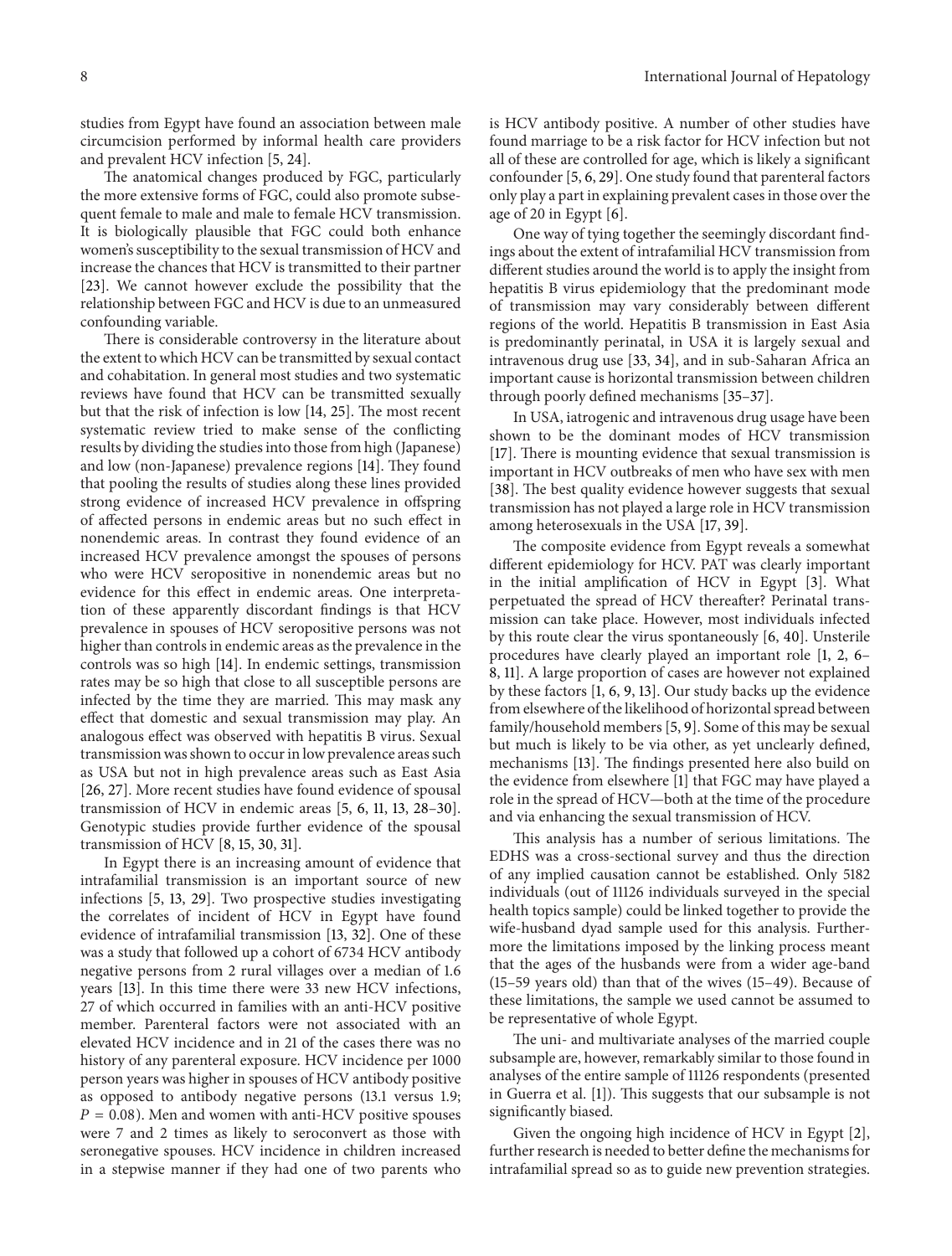studies from Egypt have found an association between male circumcision performed by informal health care providers and prevalent HCV infection [5, 24].

The anatomical changes produced by FGC, particularly the more extensive forms of FGC, could also promote subsequent female to male and male to female HCV transmission. It is biologically plausible that FGC could both enhance women's susceptibility to the sexual transmission of HCV and increase the chances that HCV is transmitted to their partner [23]. We cannot however exclude the possibility that the relationship between FGC and HCV is due to an unmeasured confounding variable.

There is considerable controversy in the literature about the extent to which HCV can be transmitted by sexual contact and cohabitation. In general most studies and two systematic reviews have found that HCV can be transmitted sexually but that the risk of infection is low [14, 25]. The most recent systematic review tried to make sense of the conflicting results by dividing the studies into those from high (Japanese) and low (non-Japanese) prevalence regions [14]. They found that pooling the results of studies along these lines provided strong evidence of increased HCV prevalence in offspring of affected persons in endemic areas but no such effect in nonendemic areas. In contrast they found evidence of an increased HCV prevalence amongst the spouses of persons who were HCV seropositive in nonendemic areas but no evidence for this effect in endemic areas. One interpretation of these apparently discordant findings is that HCV prevalence in spouses of HCV seropositive persons was not higher than controls in endemic areas as the prevalence in the controls was so high [14]. In endemic settings, transmission rates may be so high that close to all susceptible persons are infected by the time they are married. This may mask any effect that domestic and sexual transmission may play. An analogous effect was observed with hepatitis B virus. Sexual transmission was shown to occur in low prevalence areas such as USA but not in high prevalence areas such as East Asia [26, 27]. More recent studies have found evidence of spousal transmission of HCV in endemic areas [5, 6, 11, 13, 28–30]. Genotypic studies provide further evidence of the spousal transmission of HCV [8, 15, 30, 31].

In Egypt there is an increasing amount of evidence that intrafamilial transmission is an important source of new infections [5, 13, 29]. Two prospective studies investigating the correlates of incident of HCV in Egypt have found evidence of intrafamilial transmission [13, 32]. One of these was a study that followed up a cohort of 6734 HCV antibody negative persons from 2 rural villages over a median of 1.6 years [13]. In this time there were 33 new HCV infections, 27 of which occurred in families with an anti-HCV positive member. Parenteral factors were not associated with an elevated HCV incidence and in 21 of the cases there was no history of any parenteral exposure. HCV incidence per 1000 person years was higher in spouses of HCV antibody positive as opposed to antibody negative persons (13.1 versus 1.9; $P = 0.08$). Men and women with anti-HCV positive spouses were 7 and 2 times as likely to seroconvert as those with seronegative spouses. HCV incidence in children increased in a stepwise manner if they had one of two parents who is HCV antibody positive. A number of other studies have found marriage to be a risk factor for HCV infection but not all of these are controlled for age, which is likely a significant confounder [5, 6, 29]. One study found that parenteral factors only play a part in explaining prevalent cases in those over the age of 20 in Egypt [6].

One way of tying together the seemingly discordant findings about the extent of intrafamilial HCV transmission from different studies around the world is to apply the insight from hepatitis B virus epidemiology that the predominant mode of transmission may vary considerably between different regions of the world. Hepatitis B transmission in East Asia is predominantly perinatal, in USA it is largely sexual and intravenous drug use [33, 34], and in sub-Saharan Africa an important cause is horizontal transmission between children through poorly defined mechanisms [35–37].

In USA, iatrogenic and intravenous drug usage have been shown to be the dominant modes of HCV transmission [17]. There is mounting evidence that sexual transmission is important in HCV outbreaks of men who have sex with men [38]. The best quality evidence however suggests that sexual transmission has not played a large role in HCV transmission among heterosexuals in the USA [17, 39].

The composite evidence from Egypt reveals a somewhat different epidemiology for HCV. PAT was clearly important in the initial amplification of HCV in Egypt [3]. What perpetuated the spread of HCV thereafter? Perinatal transmission can take place. However, most individuals infected by this route clear the virus spontaneously [6, 40]. Unsterile procedures have clearly played an important role [1, 2, 6–8, 11]. A large proportion of cases are however not explained by these factors [1, 6, 9, 13]. Our study backs up the evidence from elsewhere of the likelihood of horizontal spread between family/household members [5, 9]. Some of this may be sexual but much is likely to be via other, as yet unclearly defined, mechanisms [13]. The findings presented here also build on the evidence from elsewhere [1] that FGC may have played a role in the spread of HCV—both at the time of the procedure and via enhancing the sexual transmission of HCV.

This analysis has a number of serious limitations. The EDHS was a cross-sectional survey and thus the direction of any implied causation cannot be established. Only 5182 individuals (out of 11126 individuals surveyed in the special health topics sample) could be linked together to provide the wife-husband dyad sample used for this analysis. Furthermore the limitations imposed by the linking process meant that the ages of the husbands were from a wider age-band (15–59 years old) than that of the wives (15–49). Because of these limitations, the sample we used cannot be assumed to be representative of whole Egypt.

The uni- and multivariate analyses of the married couple subsample are, however, remarkably similar to those found in analyses of the entire sample of 11126 respondents (presented in Guerra et al. [1]). This suggests that our subsample is not significantly biased.

Given the ongoing high incidence of HCV in Egypt [2], further research is needed to better define the mechanisms for intrafamilial spread so as to guide new prevention strategies.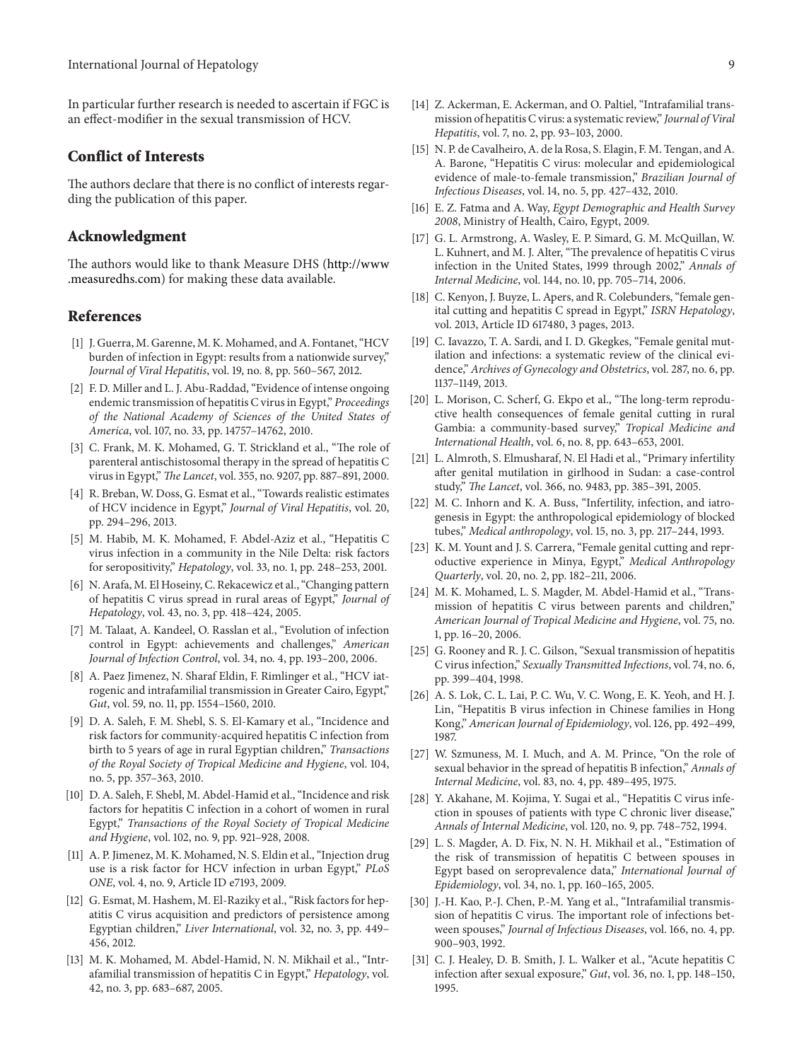In particular further research is needed to ascertain if FGC is an effect-modifier in the sexual transmission of HCV.

## Conflict of Interests

The authors declare that there is no conflict of interests regarding the publication of this paper.

## Acknowledgment

The authors would like to thank Measure DHS (http://www.measuredhs.com) for making these data available.

## References

[1] J. Guerra, M. Garenne, M. K. Mohamed, and A. Fontanet, "HCV burden of infection in Egypt: results from a nationwide survey," *Journal of Viral Hepatitis*, vol. 19, no. 8, pp. 560–567, 2012.

[2] F. D. Miller and L. J. Abu-Raddad, "Evidence of intense ongoing endemic transmission of hepatitis C virus in Egypt," *Proceedings of the National Academy of Sciences of the United States of America*, vol. 107, no. 33, pp. 14757–14762, 2010.

[3] C. Frank, M. K. Mohamed, G. T. Strickland et al., "The role of parenteral antischistosomal therapy in the spread of hepatitis C virus in Egypt," *The Lancet*, vol. 355, no. 9207, pp. 887–891, 2000.

[4] R. Breban, W. Doss, G. Esmat et al., "Towards realistic estimates of HCV incidence in Egypt," *Journal of Viral Hepatitis*, vol. 20, pp. 294–296, 2013.

[5] M. Habib, M. K. Mohamed, F. Abdel-Aziz et al., "Hepatitis C virus infection in a community in the Nile Delta: risk factors for seropositivity," *Hepatology*, vol. 33, no. 1, pp. 248–253, 2001.

[6] N. Arafa, M. El Hoseiny, C. Rekacewicz et al., "Changing pattern of hepatitis C virus spread in rural areas of Egypt," *Journal of Hepatology*, vol. 43, no. 3, pp. 418–424, 2005.

[7] M. Talaat, A. Kandeel, O. Rasslan et al., "Evolution of infection control in Egypt: achievements and challenges," *American Journal of Infection Control*, vol. 34, no. 4, pp. 193–200, 2006.

[8] A. Paez Jimenez, N. Sharaf Eldin, F. Rimlinger et al., "HCV iatrogenic and intrafamilial transmission in Greater Cairo, Egypt," *Gut*, vol. 59, no. 11, pp. 1554–1560, 2010.

[9] D. A. Saleh, F. M. Shebl, S. S. El-Kamary et al., "Incidence and risk factors for community-acquired hepatitis C infection from birth to 5 years of age in rural Egyptian children," *Transactions of the Royal Society of Tropical Medicine and Hygiene*, vol. 104, no. 5, pp. 357–363, 2010.

[10] D. A. Saleh, F. Shebl, M. Abdel-Hamid et al., "Incidence and risk factors for hepatitis C infection in a cohort of women in rural Egypt," *Transactions of the Royal Society of Tropical Medicine and Hygiene*, vol. 102, no. 9, pp. 921–928, 2008.

[11] A. P. Jimenez, M. K. Mohamed, N. S. Eldin et al., "Injection drug use is a risk factor for HCV infection in urban Egypt," *PLoS ONE*, vol. 4, no. 9, Article ID e7193, 2009.

[12] G. Esmat, M. Hashem, M. El-Raziky et al., "Risk factors for hepatitis C virus acquisition and predictors of persistence among Egyptian children," *Liver International*, vol. 32, no. 3, pp. 449–456, 2012.

[13] M. K. Mohamed, M. Abdel-Hamid, N. N. Mikhail et al., "Intrafamilial transmission of hepatitis C in Egypt," *Hepatology*, vol. 42, no. 3, pp. 683–687, 2005.

[14] Z. Ackerman, E. Ackerman, and O. Paltiel, "Intrafamilial transmission of hepatitis C virus: a systematic review," *Journal of Viral Hepatitis*, vol. 7, no. 2, pp. 93–103, 2000.

[15] N. P. de Cavalheiro, A. de la Rosa, S. Elagin, F. M. Tengan, and A. A. Barone, "Hepatitis C virus: molecular and epidemiological evidence of male-to-female transmission," *Brazilian Journal of Infectious Diseases*, vol. 14, no. 5, pp. 427–432, 2010.

[16] E. Z. Fatma and A. Way, *Egypt Demographic and Health Survey 2008*, Ministry of Health, Cairo, Egypt, 2009.

[17] G. L. Armstrong, A. Wasley, E. P. Simard, G. M. McQuillan, W. L. Kuhnert, and M. J. Alter, "The prevalence of hepatitis C virus infection in the United States, 1999 through 2002," *Annals of Internal Medicine*, vol. 144, no. 10, pp. 705–714, 2006.

[18] C. Kenyon, J. Buyze, L. Apers, and R. Colebunders, "female genital cutting and hepatitis C spread in Egypt," *ISRN Hepatology*, vol. 2013, Article ID 617480, 3 pages, 2013.

[19] C. Iavazzo, T. A. Sardi, and I. D. Gkegkes, "Female genital mutilation and infections: a systematic review of the clinical evidence," *Archives of Gynecology and Obstetrics*, vol. 287, no. 6, pp. 1137–1149, 2013.

[20] L. Morison, C. Scherf, G. Ekpo et al., "The long-term reproductive health consequences of female genital cutting in rural Gambia: a community-based survey," *Tropical Medicine and International Health*, vol. 6, no. 8, pp. 643–653, 2001.

[21] L. Almroth, S. Elmusharaf, N. El Hadi et al., "Primary infertility after genital mutilation in girlhood in Sudan: a case-control study," *The Lancet*, vol. 366, no. 9483, pp. 385–391, 2005.

[22] M. C. Inhorn and K. A. Buss, "Infertility, infection, and iatrogenesis in Egypt: the anthropological epidemiology of blocked tubes," *Medical anthropology*, vol. 15, no. 3, pp. 217–244, 1993.

[23] K. M. Yount and J. S. Carrera, "Female genital cutting and reproductive experience in Minya, Egypt," *Medical Anthropology Quarterly*, vol. 20, no. 2, pp. 182–211, 2006.

[24] M. K. Mohamed, L. S. Magder, M. Abdel-Hamid et al., "Transmission of hepatitis C virus between parents and children," *American Journal of Tropical Medicine and Hygiene*, vol. 75, no. 1, pp. 16–20, 2006.

[25] G. Rooney and R. J. C. Gilson, "Sexual transmission of hepatitis C virus infection," *Sexually Transmitted Infections*, vol. 74, no. 6, pp. 399–404, 1998.

[26] A. S. Lok, C. L. Lai, P. C. Wu, V. C. Wong, E. K. Yeoh, and H. J. Lin, "Hepatitis B virus infection in Chinese families in Hong Kong," *American Journal of Epidemiology*, vol. 126, pp. 492–499, 1987.

[27] W. Szmuness, M. I. Much, and A. M. Prince, "On the role of sexual behavior in the spread of hepatitis B infection," *Annals of Internal Medicine*, vol. 83, no. 4, pp. 489–495, 1975.

[28] Y. Akahane, M. Kojima, Y. Sugai et al., "Hepatitis C virus infection in spouses of patients with type C chronic liver disease," *Annals of Internal Medicine*, vol. 120, no. 9, pp. 748–752, 1994.

[29] L. S. Magder, A. D. Fix, N. N. H. Mikhail et al., "Estimation of the risk of transmission of hepatitis C between spouses in Egypt based on seroprevalence data," *International Journal of Epidemiology*, vol. 34, no. 1, pp. 160–165, 2005.

[30] J.-H. Kao, P.-J. Chen, P.-M. Yang et al., "Intrafamilial transmission of hepatitis C virus. The important role of infections between spouses," *Journal of Infectious Diseases*, vol. 166, no. 4, pp. 900–903, 1992.

[31] C. J. Healey, D. B. Smith, J. L. Walker et al., "Acute hepatitis C infection after sexual exposure," *Gut*, vol. 36, no. 1, pp. 148–150, 1995.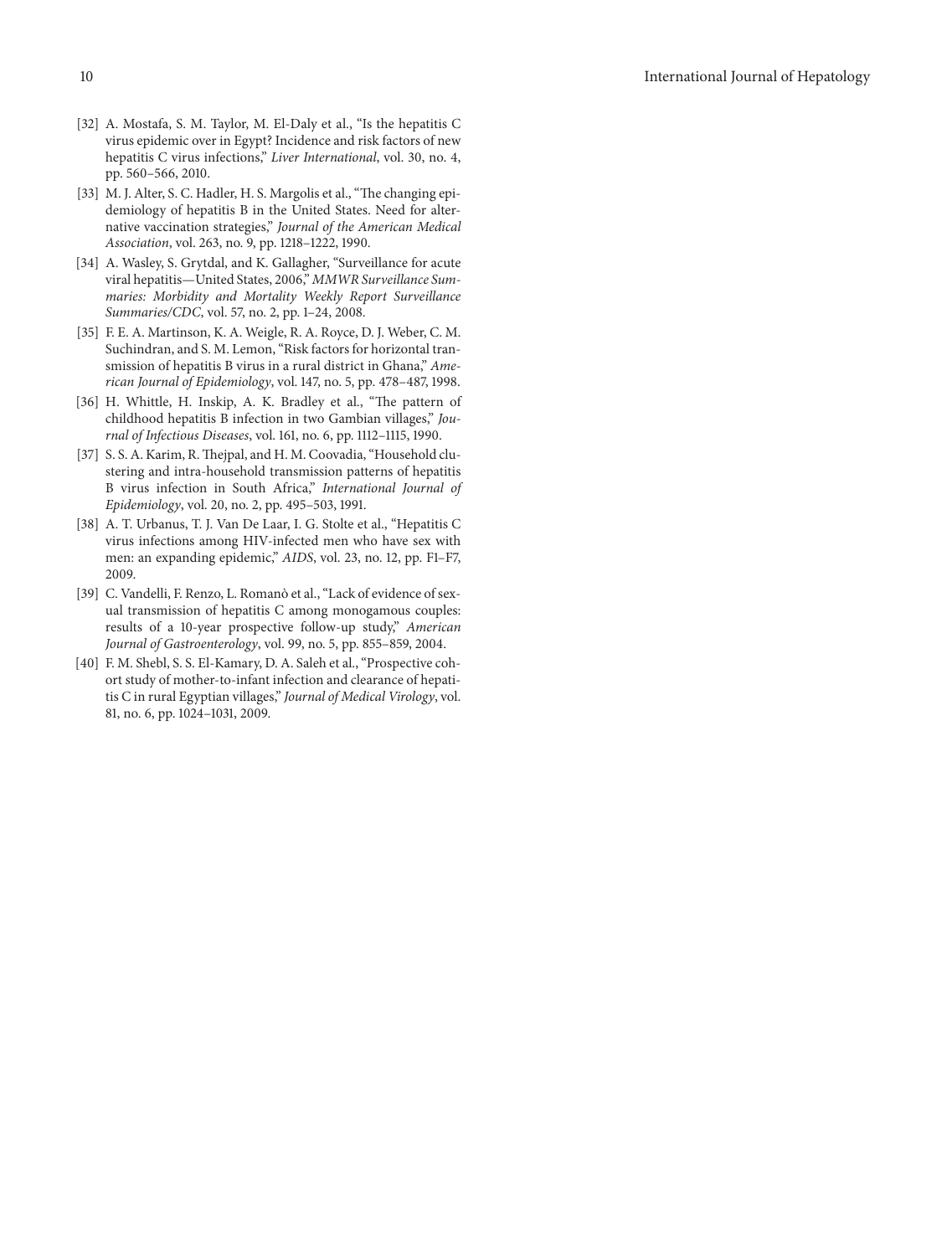[32] A. Mostafa, S. M. Taylor, M. El-Daly et al., "Is the hepatitis C virus epidemic over in Egypt? Incidence and risk factors of new hepatitis C virus infections," *Liver International*, vol. 30, no. 4, pp. 560–566, 2010.

[33] M. J. Alter, S. C. Hadler, H. S. Margolis et al., "The changing epidemiology of hepatitis B in the United States. Need for alternative vaccination strategies," *Journal of the American Medical Association*, vol. 263, no. 9, pp. 1218–1222, 1990.

[34] A. Wasley, S. Grytdal, and K. Gallagher, "Surveillance for acute viral hepatitis—United States, 2006," *MMWR Surveillance Summaries: Morbidity and Mortality Weekly Report Surveillance Summaries/CDC*, vol. 57, no. 2, pp. 1–24, 2008.

[35] F. E. A. Martinson, K. A. Weigle, R. A. Royce, D. J. Weber, C. M. Suchindran, and S. M. Lemon, "Risk factors for horizontal transmission of hepatitis B virus in a rural district in Ghana," *American Journal of Epidemiology*, vol. 147, no. 5, pp. 478–487, 1998.

[36] H. Whittle, H. Inskip, A. K. Bradley et al., "The pattern of childhood hepatitis B infection in two Gambian villages," *Journal of Infectious Diseases*, vol. 161, no. 6, pp. 1112–1115, 1990.

[37] S. S. A. Karim, R. Thejpal, and H. M. Coovadia, "Household clustering and intra-household transmission patterns of hepatitis B virus infection in South Africa," *International Journal of Epidemiology*, vol. 20, no. 2, pp. 495–503, 1991.

[38] A. T. Urbanus, T. J. Van De Laar, I. G. Stolte et al., "Hepatitis C virus infections among HIV-infected men who have sex with men: an expanding epidemic," *AIDS*, vol. 23, no. 12, pp. F1–F7, 2009.

[39] C. Vandelli, F. Renzo, L. Romanò et al., "Lack of evidence of sexual transmission of hepatitis C among monogamous couples: results of a 10-year prospective follow-up study," *American Journal of Gastroenterology*, vol. 99, no. 5, pp. 855–859, 2004.

[40] F. M. Shebl, S. S. El-Kamary, D. A. Saleh et al., "Prospective cohort study of mother-to-infant infection and clearance of hepatitis C in rural Egyptian villages," *Journal of Medical Virology*, vol. 81, no. 6, pp. 1024–1031, 2009.